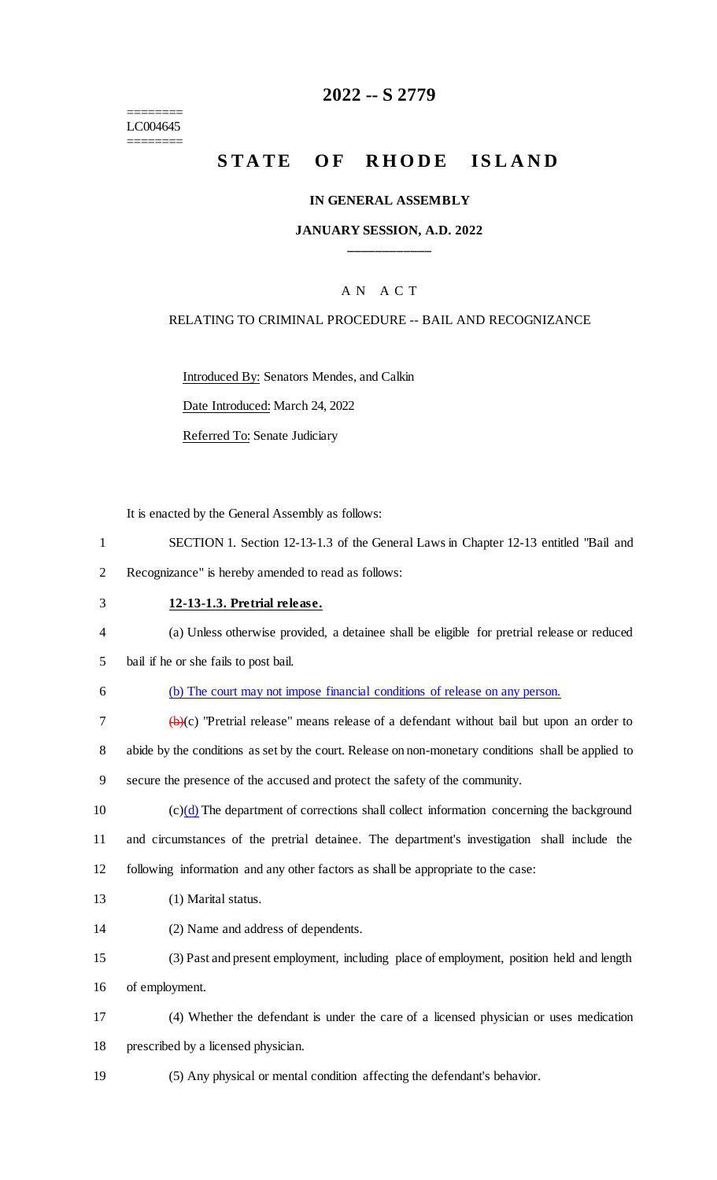========
LC004645
========

# 2022 -- S 2779

# STATE OF RHODE ISLAND

### IN GENERAL ASSEMBLY

### JANUARY SESSION, A.D. 2022

____________

A N A C T

RELATING TO CRIMINAL PROCEDURE -- BAIL AND RECOGNIZANCE

Introduced By: Senators Mendes, and Calkin

Date Introduced: March 24, 2022

Referred To: Senate Judiciary

It is enacted by the General Assembly as follows:

1 SECTION 1. Section 12-13-1.3 of the General Laws in Chapter 12-13 entitled "Bail and
2 Recognizance" is hereby amended to read as follows:

3 **12-13-1.3. Pretrial release.**

4 (a) Unless otherwise provided, a detainee shall be eligible for pretrial release or reduced
5 bail if he or she fails to post bail.

6 (b) The court may not impose financial conditions of release on any person.

7 ~~(b)~~(c) "Pretrial release" means release of a defendant without bail but upon an order to
8 abide by the conditions as set by the court. Release on non-monetary conditions shall be applied to
9 secure the presence of the accused and protect the safety of the community.

10 ~~(c)~~(d) The department of corrections shall collect information concerning the background
11 and circumstances of the pretrial detainee. The department's investigation shall include the
12 following information and any other factors as shall be appropriate to the case:

13 (1) Marital status.

14 (2) Name and address of dependents.

15 (3) Past and present employment, including place of employment, position held and length
16 of employment.

17 (4) Whether the defendant is under the care of a licensed physician or uses medication
18 prescribed by a licensed physician.

19 (5) Any physical or mental condition affecting the defendant's behavior.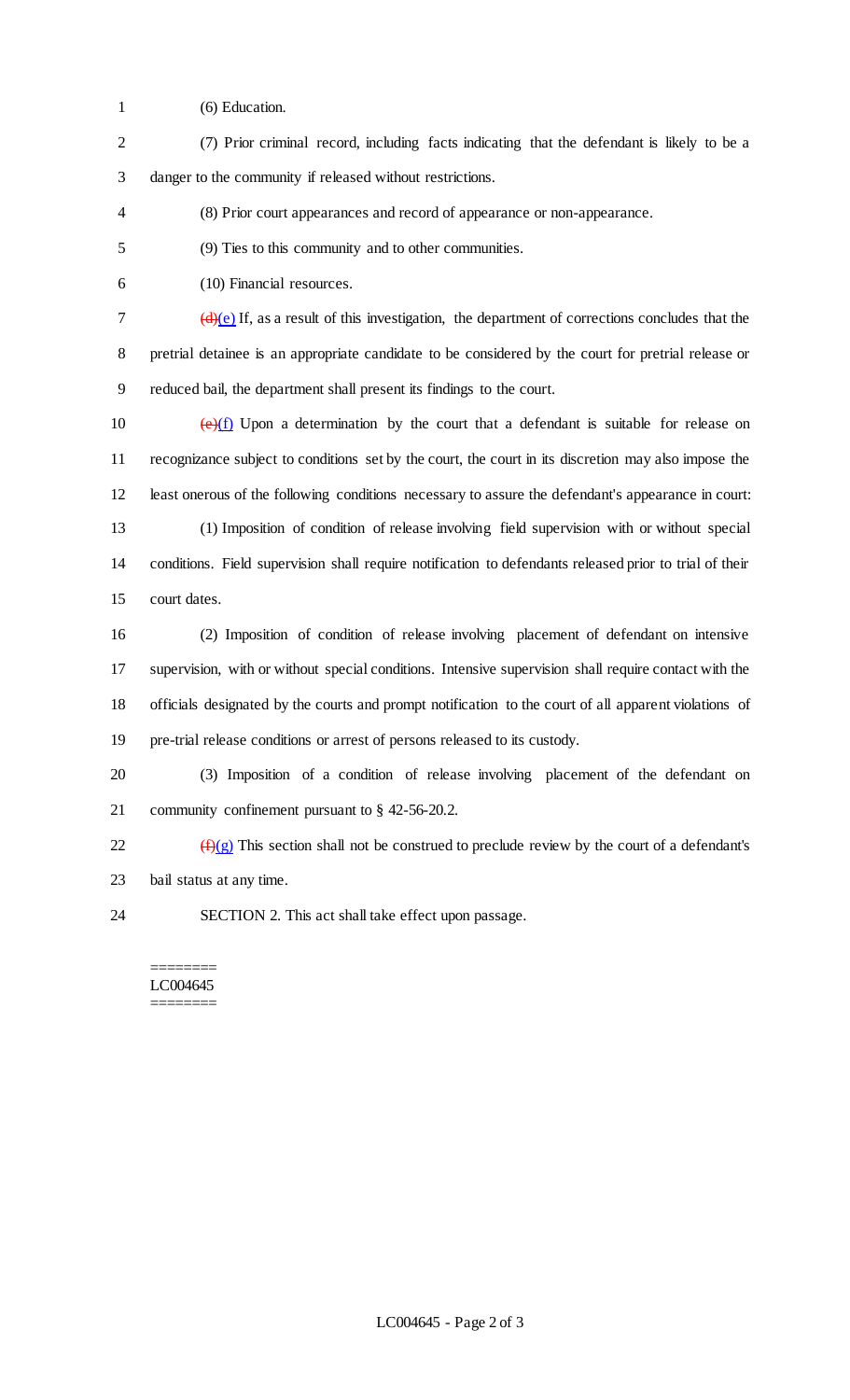(6) Education.

(7) Prior criminal record, including facts indicating that the defendant is likely to be a danger to the community if released without restrictions.

(8) Prior court appearances and record of appearance or non-appearance.

(9) Ties to this community and to other communities.

(10) Financial resources.

~~(d)~~(e) If, as a result of this investigation, the department of corrections concludes that the pretrial detainee is an appropriate candidate to be considered by the court for pretrial release or reduced bail, the department shall present its findings to the court.

~~(e)~~(f) Upon a determination by the court that a defendant is suitable for release on recognizance subject to conditions set by the court, the court in its discretion may also impose the least onerous of the following conditions necessary to assure the defendant's appearance in court:

(1) Imposition of condition of release involving field supervision with or without special conditions. Field supervision shall require notification to defendants released prior to trial of their court dates.

(2) Imposition of condition of release involving placement of defendant on intensive supervision, with or without special conditions. Intensive supervision shall require contact with the officials designated by the courts and prompt notification to the court of all apparent violations of pre-trial release conditions or arrest of persons released to its custody.

(3) Imposition of a condition of release involving placement of the defendant on community confinement pursuant to § 42-56-20.2.

~~(f)~~(g) This section shall not be construed to preclude review by the court of a defendant's bail status at any time.

SECTION 2. This act shall take effect upon passage.

========
LC004645
========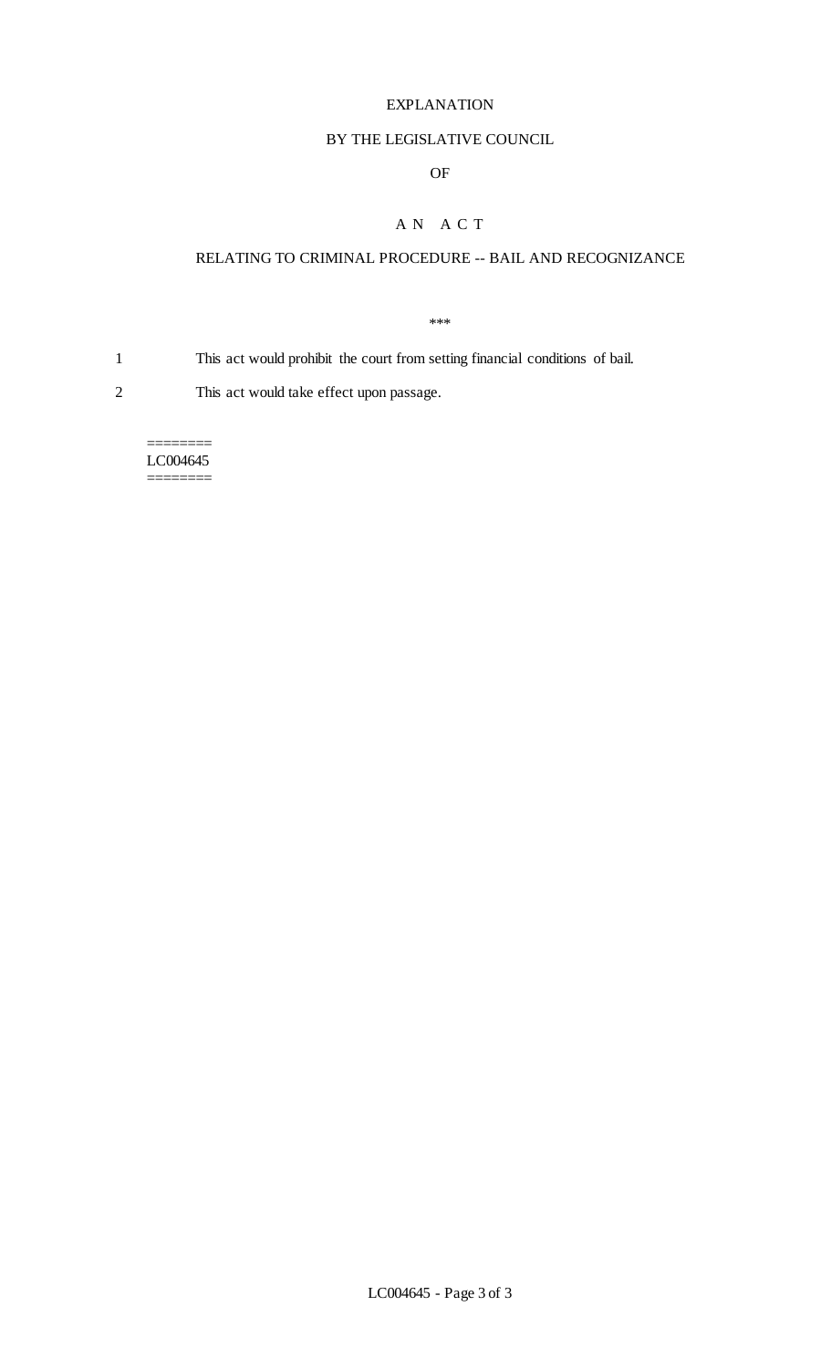EXPLANATION

BY THE LEGISLATIVE COUNCIL

OF

A N A C T

RELATING TO CRIMINAL PROCEDURE -- BAIL AND RECOGNIZANCE

\*\*\*

1 This act would prohibit the court from setting financial conditions of bail.

2 This act would take effect upon passage.

========
LC004645
========